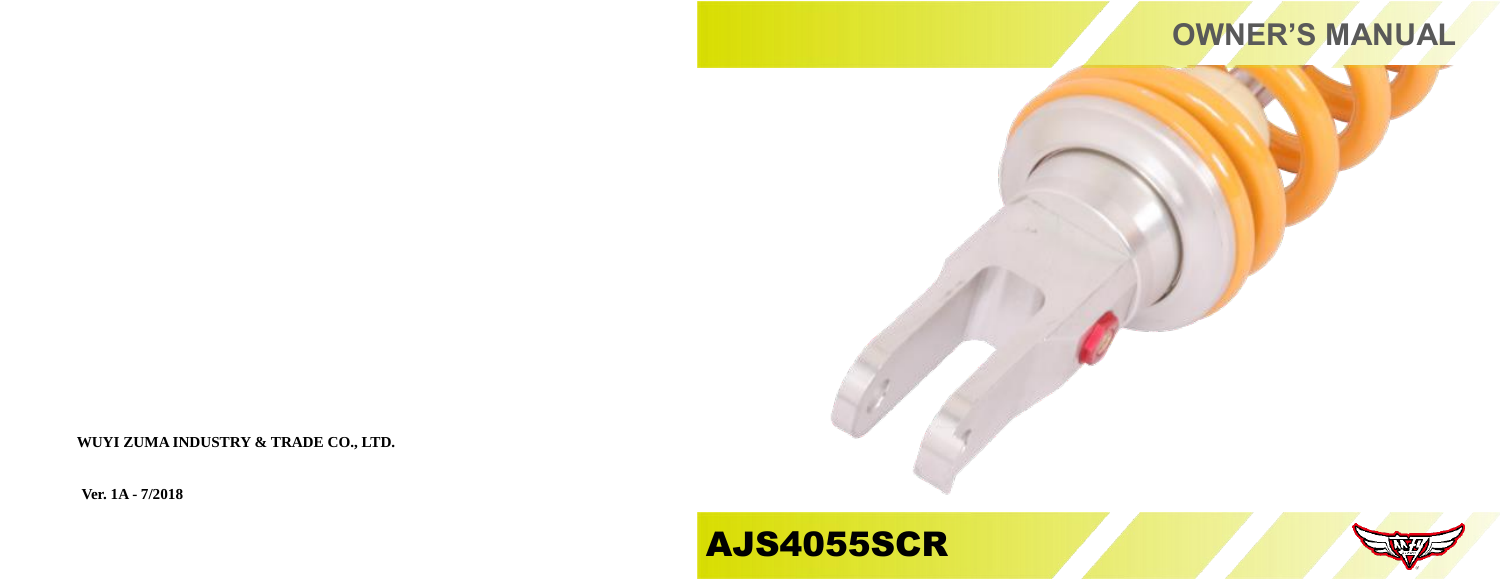# OWNER'S MANUAL

# AJS4055SCR

**WUYI ZUMA INDUSTRY & TRADE CO., LTD.**

**Ver. 1A - 7/2018**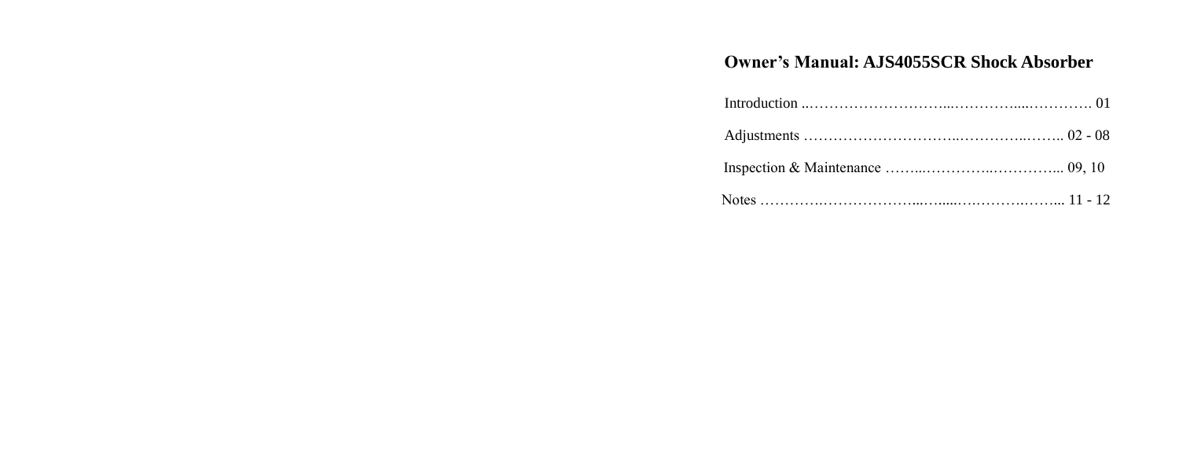# Owner's Manual: AJS4055SCR Shock Absorber

Introduction ..……………………….....…………......…………. 01

Adjustments …………………………...…………...…….. 02 - 08

Inspection & Maintenance ……....…………...…………... 09, 10

Notes ………….………………....…......…..……….……... 11 - 12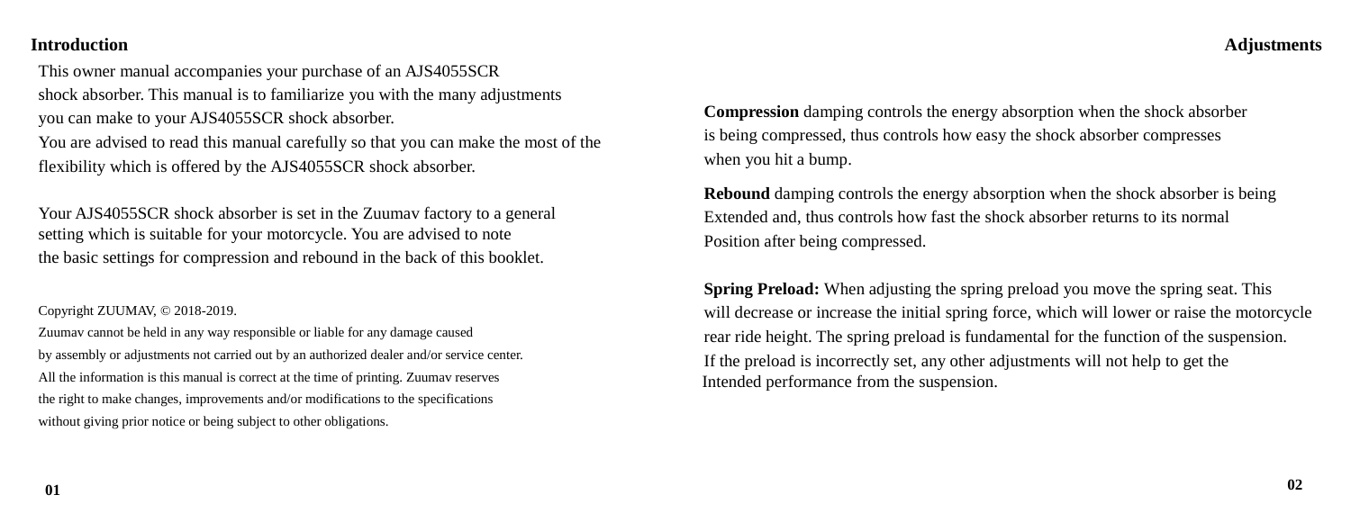## Introduction

This owner manual accompanies your purchase of an AJS4055SCR shock absorber. This manual is to familiarize you with the many adjustments you can make to your AJS4055SCR shock absorber.
You are advised to read this manual carefully so that you can make the most of the flexibility which is offered by the AJS4055SCR shock absorber.

Your AJS4055SCR shock absorber is set in the Zuumav factory to a general setting which is suitable for your motorcycle. You are advised to note the basic settings for compression and rebound in the back of this booklet.

Copyright ZUUMAV, © 2018-2019.
Zuumav cannot be held in any way responsible or liable for any damage caused by assembly or adjustments not carried out by an authorized dealer and/or service center. All the information is this manual is correct at the time of printing. Zuumav reserves the right to make changes, improvements and/or modifications to the specifications without giving prior notice or being subject to other obligations.

## Adjustments

**Compression** damping controls the energy absorption when the shock absorber is being compressed, thus controls how easy the shock absorber compresses when you hit a bump.

**Rebound** damping controls the energy absorption when the shock absorber is being Extended and, thus controls how fast the shock absorber returns to its normal Position after being compressed.

**Spring Preload:** When adjusting the spring preload you move the spring seat. This will decrease or increase the initial spring force, which will lower or raise the motorcycle rear ride height. The spring preload is fundamental for the function of the suspension. If the preload is incorrectly set, any other adjustments will not help to get the Intended performance from the suspension.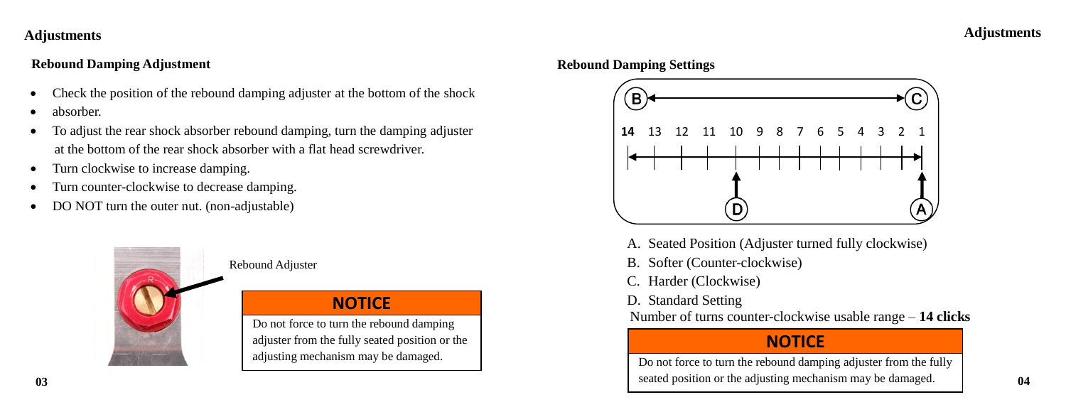## Adjustments

### Rebound Damping Adjustment

- Check the position of the rebound damping adjuster at the bottom of the shock
- absorber.
- To adjust the rear shock absorber rebound damping, turn the damping adjuster at the bottom of the rear shock absorber with a flat head screwdriver.
- Turn clockwise to increase damping.
- Turn counter-clockwise to decrease damping.
- DO NOT turn the outer nut. (non-adjustable)

Rebound Adjuster

**NOTICE**

Do not force to turn the rebound damping adjuster from the fully seated position or the adjusting mechanism may be damaged.

### Rebound Damping Settings

B ← → C

**14** 13 12 11 10 9 8 7 6 5 4 3 2 1

D (at 10) A (at 1)

A. Seated Position (Adjuster turned fully clockwise)
B. Softer (Counter-clockwise)
C. Harder (Clockwise)
D. Standard Setting

Number of turns counter-clockwise usable range – **14 clicks**

**NOTICE**

Do not force to turn the rebound damping adjuster from the fully seated position or the adjusting mechanism may be damaged.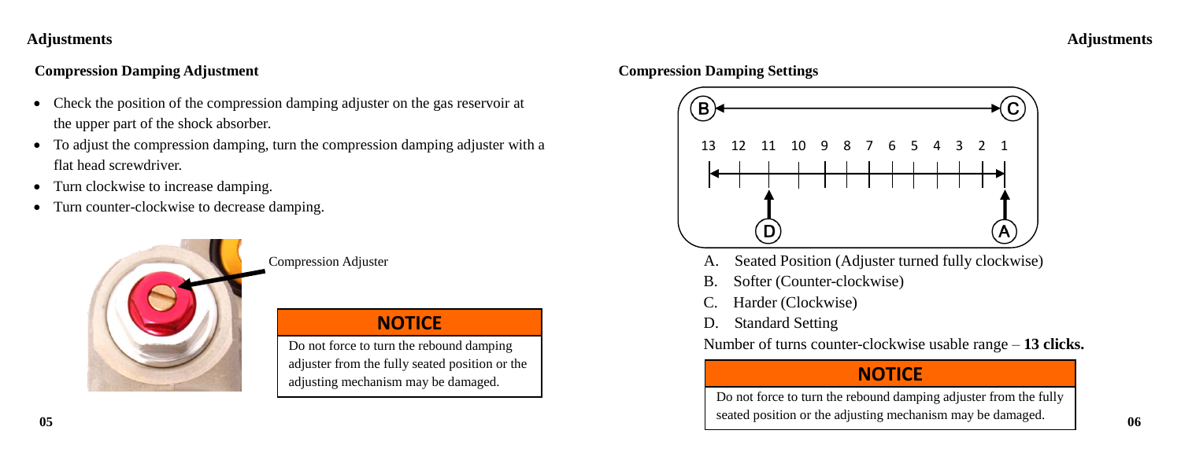## Compression Damping Adjustment

- Check the position of the compression damping adjuster on the gas reservoir at the upper part of the shock absorber.
- To adjust the compression damping, turn the compression damping adjuster with a flat head screwdriver.
- Turn clockwise to increase damping.
- Turn counter-clockwise to decrease damping.

Compression Adjuster

**NOTICE**

Do not force to turn the rebound damping adjuster from the fully seated position or the adjusting mechanism may be damaged.

## Compression Damping Settings

13 12 11 10 9 8 7 6 5 4 3 2 1

A. Seated Position (Adjuster turned fully clockwise)
B. Softer (Counter-clockwise)
C. Harder (Clockwise)
D. Standard Setting

Number of turns counter-clockwise usable range – **13 clicks.**

**NOTICE**

Do not force to turn the rebound damping adjuster from the fully seated position or the adjusting mechanism may be damaged.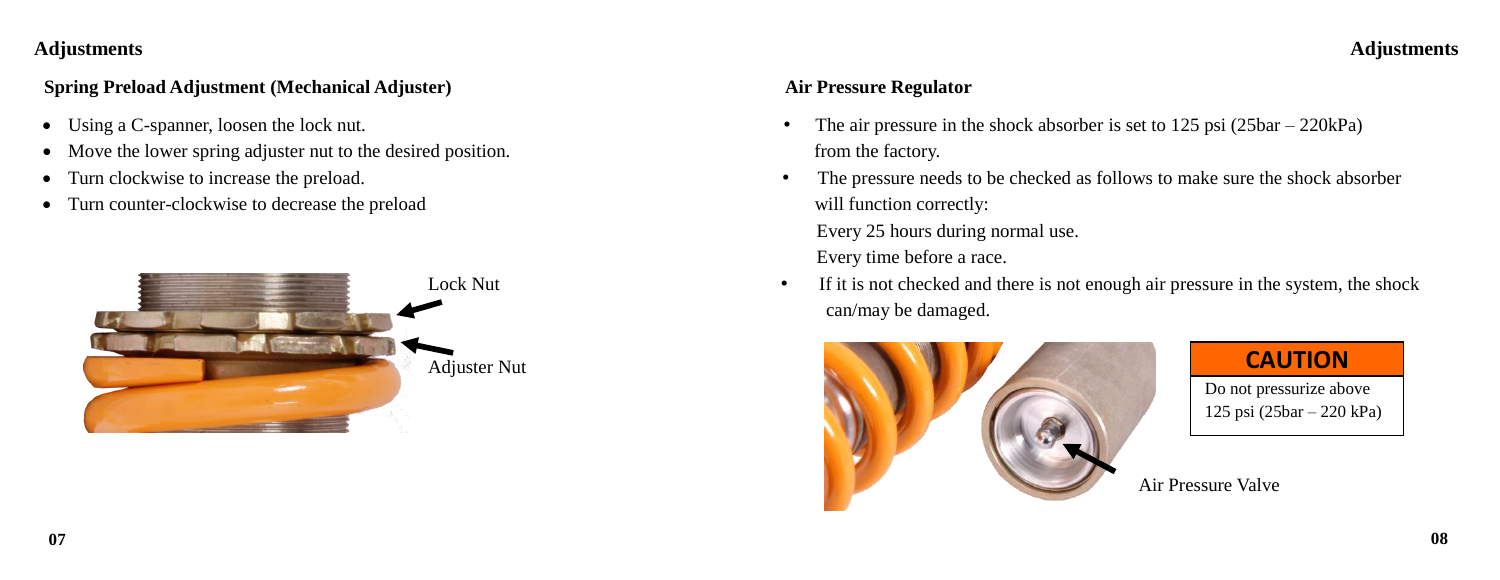## Adjustments

### Spring Preload Adjustment (Mechanical Adjuster)

- Using a C-spanner, loosen the lock nut.
- Move the lower spring adjuster nut to the desired position.
- Turn clockwise to increase the preload.
- Turn counter-clockwise to decrease the preload

Lock Nut

Adjuster Nut

### Air Pressure Regulator

- The air pressure in the shock absorber is set to 125 psi (25bar – 220kPa) from the factory.
- The pressure needs to be checked as follows to make sure the shock absorber will function correctly:
  
  Every 25 hours during normal use.
  
  Every time before a race.
- If it is not checked and there is not enough air pressure in the system, the shock can/may be damaged.

**CAUTION**

Do not pressurize above 125 psi (25bar – 220 kPa)

Air Pressure Valve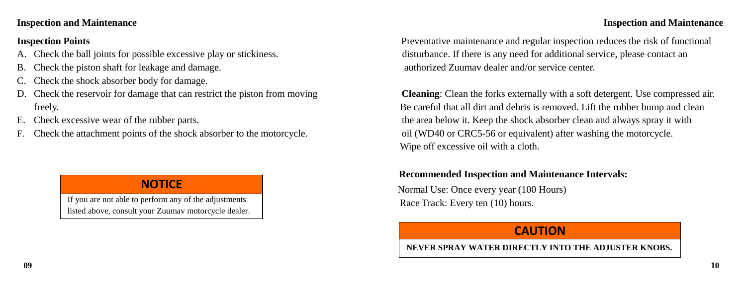## Inspection and Maintenance

### Inspection Points

A. Check the ball joints for possible excessive play or stickiness.
B. Check the piston shaft for leakage and damage.
C. Check the shock absorber body for damage.
D. Check the reservoir for damage that can restrict the piston from moving freely.
E. Check excessive wear of the rubber parts.
F. Check the attachment points of the shock absorber to the motorcycle.

**NOTICE**

If you are not able to perform any of the adjustments listed above, consult your Zuumav motorcycle dealer.

Preventative maintenance and regular inspection reduces the risk of functional disturbance. If there is any need for additional service, please contact an authorized Zuumav dealer and/or service center.

**Cleaning**: Clean the forks externally with a soft detergent. Use compressed air. Be careful that all dirt and debris is removed. Lift the rubber bump and clean the area below it. Keep the shock absorber clean and always spray it with oil (WD40 or CRC5-56 or equivalent) after washing the motorcycle. Wipe off excessive oil with a cloth.

**Recommended Inspection and Maintenance Intervals:**

Normal Use: Once every year (100 Hours)
Race Track: Every ten (10) hours.

**CAUTION**

**NEVER SPRAY WATER DIRECTLY INTO THE ADJUSTER KNOBS.**